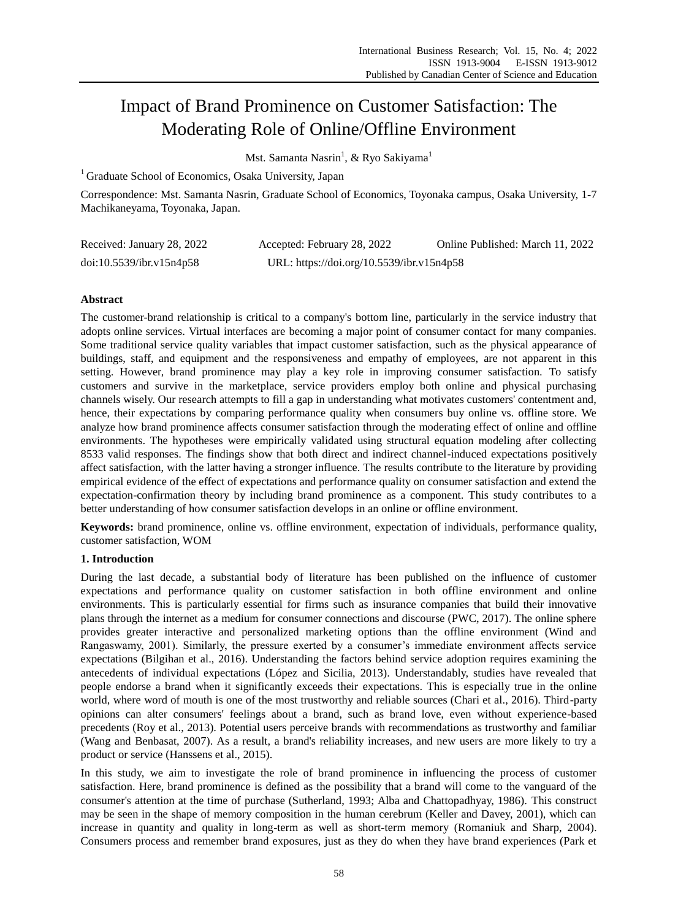# Impact of Brand Prominence on Customer Satisfaction: The Moderating Role of Online/Offline Environment

Mst. Samanta Nasrin[1], & Ryo Sakiyama[1]

[1] Graduate School of Economics, Osaka University, Japan

Correspondence: Mst. Samanta Nasrin, Graduate School of Economics, Toyonaka campus, Osaka University, 1-7 Machikaneyama, Toyonaka, Japan.

Received: January 28, 2022 Accepted: February 28, 2022 Online Published: March 11, 2022

doi:10.5539/ibr.v15n4p58 URL: https://doi.org/10.5539/ibr.v15n4p58

## Abstract

The customer-brand relationship is critical to a company's bottom line, particularly in the service industry that adopts online services. Virtual interfaces are becoming a major point of consumer contact for many companies. Some traditional service quality variables that impact customer satisfaction, such as the physical appearance of buildings, staff, and equipment and the responsiveness and empathy of employees, are not apparent in this setting. However, brand prominence may play a key role in improving consumer satisfaction. To satisfy customers and survive in the marketplace, service providers employ both online and physical purchasing channels wisely. Our research attempts to fill a gap in understanding what motivates customers' contentment and, hence, their expectations by comparing performance quality when consumers buy online vs. offline store. We analyze how brand prominence affects consumer satisfaction through the moderating effect of online and offline environments. The hypotheses were empirically validated using structural equation modeling after collecting 8533 valid responses. The findings show that both direct and indirect channel-induced expectations positively affect satisfaction, with the latter having a stronger influence. The results contribute to the literature by providing empirical evidence of the effect of expectations and performance quality on consumer satisfaction and extend the expectation-confirmation theory by including brand prominence as a component. This study contributes to a better understanding of how consumer satisfaction develops in an online or offline environment.

**Keywords:** brand prominence, online vs. offline environment, expectation of individuals, performance quality, customer satisfaction, WOM

## 1. Introduction

During the last decade, a substantial body of literature has been published on the influence of customer expectations and performance quality on customer satisfaction in both offline environment and online environments. This is particularly essential for firms such as insurance companies that build their innovative plans through the internet as a medium for consumer connections and discourse (PWC, 2017). The online sphere provides greater interactive and personalized marketing options than the offline environment (Wind and Rangaswamy, 2001). Similarly, the pressure exerted by a consumer's immediate environment affects service expectations (Bilgihan et al., 2016). Understanding the factors behind service adoption requires examining the antecedents of individual expectations (López and Sicilia, 2013). Understandably, studies have revealed that people endorse a brand when it significantly exceeds their expectations. This is especially true in the online world, where word of mouth is one of the most trustworthy and reliable sources (Chari et al., 2016). Third-party opinions can alter consumers' feelings about a brand, such as brand love, even without experience-based precedents (Roy et al., 2013). Potential users perceive brands with recommendations as trustworthy and familiar (Wang and Benbasat, 2007). As a result, a brand's reliability increases, and new users are more likely to try a product or service (Hanssens et al., 2015).

In this study, we aim to investigate the role of brand prominence in influencing the process of customer satisfaction. Here, brand prominence is defined as the possibility that a brand will come to the vanguard of the consumer's attention at the time of purchase (Sutherland, 1993; Alba and Chattopadhyay, 1986). This construct may be seen in the shape of memory composition in the human cerebrum (Keller and Davey, 2001), which can increase in quantity and quality in long-term as well as short-term memory (Romaniuk and Sharp, 2004). Consumers process and remember brand exposures, just as they do when they have brand experiences (Park et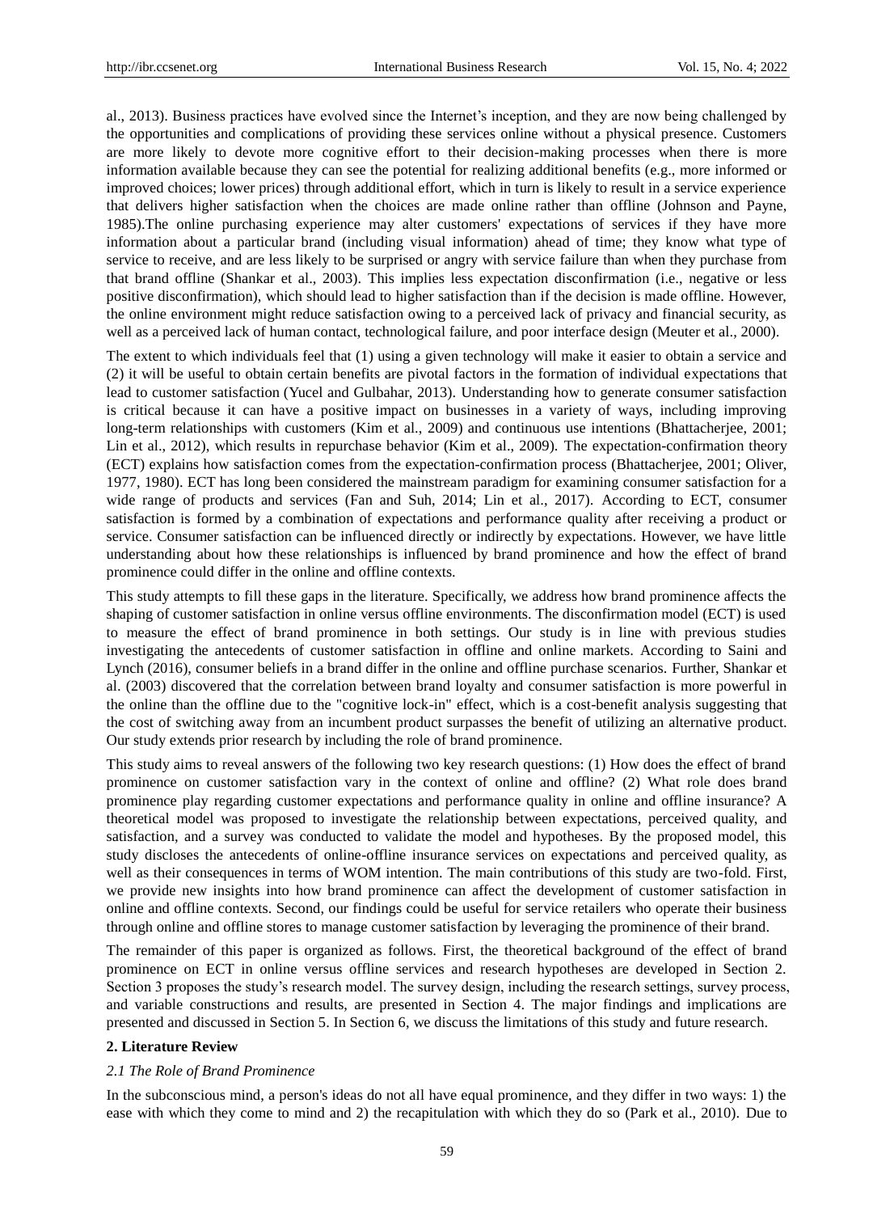al., 2013). Business practices have evolved since the Internet's inception, and they are now being challenged by the opportunities and complications of providing these services online without a physical presence. Customers are more likely to devote more cognitive effort to their decision-making processes when there is more information available because they can see the potential for realizing additional benefits (e.g., more informed or improved choices; lower prices) through additional effort, which in turn is likely to result in a service experience that delivers higher satisfaction when the choices are made online rather than offline (Johnson and Payne, 1985).The online purchasing experience may alter customers' expectations of services if they have more information about a particular brand (including visual information) ahead of time; they know what type of service to receive, and are less likely to be surprised or angry with service failure than when they purchase from that brand offline (Shankar et al., 2003). This implies less expectation disconfirmation (i.e., negative or less positive disconfirmation), which should lead to higher satisfaction than if the decision is made offline. However, the online environment might reduce satisfaction owing to a perceived lack of privacy and financial security, as well as a perceived lack of human contact, technological failure, and poor interface design (Meuter et al., 2000).

The extent to which individuals feel that (1) using a given technology will make it easier to obtain a service and (2) it will be useful to obtain certain benefits are pivotal factors in the formation of individual expectations that lead to customer satisfaction (Yucel and Gulbahar, 2013). Understanding how to generate consumer satisfaction is critical because it can have a positive impact on businesses in a variety of ways, including improving long-term relationships with customers (Kim et al., 2009) and continuous use intentions (Bhattacherjee, 2001; Lin et al., 2012), which results in repurchase behavior (Kim et al., 2009). The expectation-confirmation theory (ECT) explains how satisfaction comes from the expectation-confirmation process (Bhattacherjee, 2001; Oliver, 1977, 1980). ECT has long been considered the mainstream paradigm for examining consumer satisfaction for a wide range of products and services (Fan and Suh, 2014; Lin et al., 2017). According to ECT, consumer satisfaction is formed by a combination of expectations and performance quality after receiving a product or service. Consumer satisfaction can be influenced directly or indirectly by expectations. However, we have little understanding about how these relationships is influenced by brand prominence and how the effect of brand prominence could differ in the online and offline contexts.

This study attempts to fill these gaps in the literature. Specifically, we address how brand prominence affects the shaping of customer satisfaction in online versus offline environments. The disconfirmation model (ECT) is used to measure the effect of brand prominence in both settings. Our study is in line with previous studies investigating the antecedents of customer satisfaction in offline and online markets. According to Saini and Lynch (2016), consumer beliefs in a brand differ in the online and offline purchase scenarios. Further, Shankar et al. (2003) discovered that the correlation between brand loyalty and consumer satisfaction is more powerful in the online than the offline due to the "cognitive lock-in" effect, which is a cost-benefit analysis suggesting that the cost of switching away from an incumbent product surpasses the benefit of utilizing an alternative product. Our study extends prior research by including the role of brand prominence.

This study aims to reveal answers of the following two key research questions: (1) How does the effect of brand prominence on customer satisfaction vary in the context of online and offline? (2) What role does brand prominence play regarding customer expectations and performance quality in online and offline insurance? A theoretical model was proposed to investigate the relationship between expectations, perceived quality, and satisfaction, and a survey was conducted to validate the model and hypotheses. By the proposed model, this study discloses the antecedents of online-offline insurance services on expectations and perceived quality, as well as their consequences in terms of WOM intention. The main contributions of this study are two-fold. First, we provide new insights into how brand prominence can affect the development of customer satisfaction in online and offline contexts. Second, our findings could be useful for service retailers who operate their business through online and offline stores to manage customer satisfaction by leveraging the prominence of their brand.

The remainder of this paper is organized as follows. First, the theoretical background of the effect of brand prominence on ECT in online versus offline services and research hypotheses are developed in Section 2. Section 3 proposes the study's research model. The survey design, including the research settings, survey process, and variable constructions and results, are presented in Section 4. The major findings and implications are presented and discussed in Section 5. In Section 6, we discuss the limitations of this study and future research.

## 2. Literature Review

### *2.1 The Role of Brand Prominence*

In the subconscious mind, a person's ideas do not all have equal prominence, and they differ in two ways: 1) the ease with which they come to mind and 2) the recapitulation with which they do so (Park et al., 2010). Due to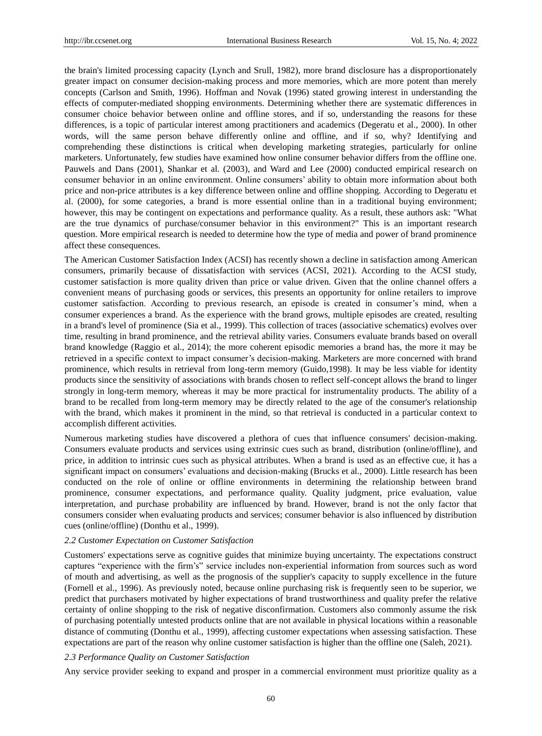the brain's limited processing capacity (Lynch and Srull, 1982), more brand disclosure has a disproportionately greater impact on consumer decision-making process and more memories, which are more potent than merely concepts (Carlson and Smith, 1996). Hoffman and Novak (1996) stated growing interest in understanding the effects of computer-mediated shopping environments. Determining whether there are systematic differences in consumer choice behavior between online and offline stores, and if so, understanding the reasons for these differences, is a topic of particular interest among practitioners and academics (Degeratu et al., 2000). In other words, will the same person behave differently online and offline, and if so, why? Identifying and comprehending these distinctions is critical when developing marketing strategies, particularly for online marketers. Unfortunately, few studies have examined how online consumer behavior differs from the offline one. Pauwels and Dans (2001), Shankar et al. (2003), and Ward and Lee (2000) conducted empirical research on consumer behavior in an online environment. Online consumers' ability to obtain more information about both price and non-price attributes is a key difference between online and offline shopping. According to Degeratu et al. (2000), for some categories, a brand is more essential online than in a traditional buying environment; however, this may be contingent on expectations and performance quality. As a result, these authors ask: "What are the true dynamics of purchase/consumer behavior in this environment?" This is an important research question. More empirical research is needed to determine how the type of media and power of brand prominence affect these consequences.

The American Customer Satisfaction Index (ACSI) has recently shown a decline in satisfaction among American consumers, primarily because of dissatisfaction with services (ACSI, 2021). According to the ACSI study, customer satisfaction is more quality driven than price or value driven. Given that the online channel offers a convenient means of purchasing goods or services, this presents an opportunity for online retailers to improve customer satisfaction. According to previous research, an episode is created in consumer's mind, when a consumer experiences a brand. As the experience with the brand grows, multiple episodes are created, resulting in a brand's level of prominence (Sia et al., 1999). This collection of traces (associative schematics) evolves over time, resulting in brand prominence, and the retrieval ability varies. Consumers evaluate brands based on overall brand knowledge (Raggio et al., 2014); the more coherent episodic memories a brand has, the more it may be retrieved in a specific context to impact consumer's decision-making. Marketers are more concerned with brand prominence, which results in retrieval from long-term memory (Guido,1998). It may be less viable for identity products since the sensitivity of associations with brands chosen to reflect self-concept allows the brand to linger strongly in long-term memory, whereas it may be more practical for instrumentality products. The ability of a brand to be recalled from long-term memory may be directly related to the age of the consumer's relationship with the brand, which makes it prominent in the mind, so that retrieval is conducted in a particular context to accomplish different activities.

Numerous marketing studies have discovered a plethora of cues that influence consumers' decision-making. Consumers evaluate products and services using extrinsic cues such as brand, distribution (online/offline), and price, in addition to intrinsic cues such as physical attributes. When a brand is used as an effective cue, it has a significant impact on consumers' evaluations and decision-making (Brucks et al., 2000). Little research has been conducted on the role of online or offline environments in determining the relationship between brand prominence, consumer expectations, and performance quality. Quality judgment, price evaluation, value interpretation, and purchase probability are influenced by brand. However, brand is not the only factor that consumers consider when evaluating products and services; consumer behavior is also influenced by distribution cues (online/offline) (Donthu et al., 1999).

### *2.2 Customer Expectation on Customer Satisfaction*

Customers' expectations serve as cognitive guides that minimize buying uncertainty. The expectations construct captures "experience with the firm's" service includes non-experiential information from sources such as word of mouth and advertising, as well as the prognosis of the supplier's capacity to supply excellence in the future (Fornell et al., 1996). As previously noted, because online purchasing risk is frequently seen to be superior, we predict that purchasers motivated by higher expectations of brand trustworthiness and quality prefer the relative certainty of online shopping to the risk of negative disconfirmation. Customers also commonly assume the risk of purchasing potentially untested products online that are not available in physical locations within a reasonable distance of commuting (Donthu et al., 1999), affecting customer expectations when assessing satisfaction. These expectations are part of the reason why online customer satisfaction is higher than the offline one (Saleh, 2021).

### *2.3 Performance Quality on Customer Satisfaction*

Any service provider seeking to expand and prosper in a commercial environment must prioritize quality as a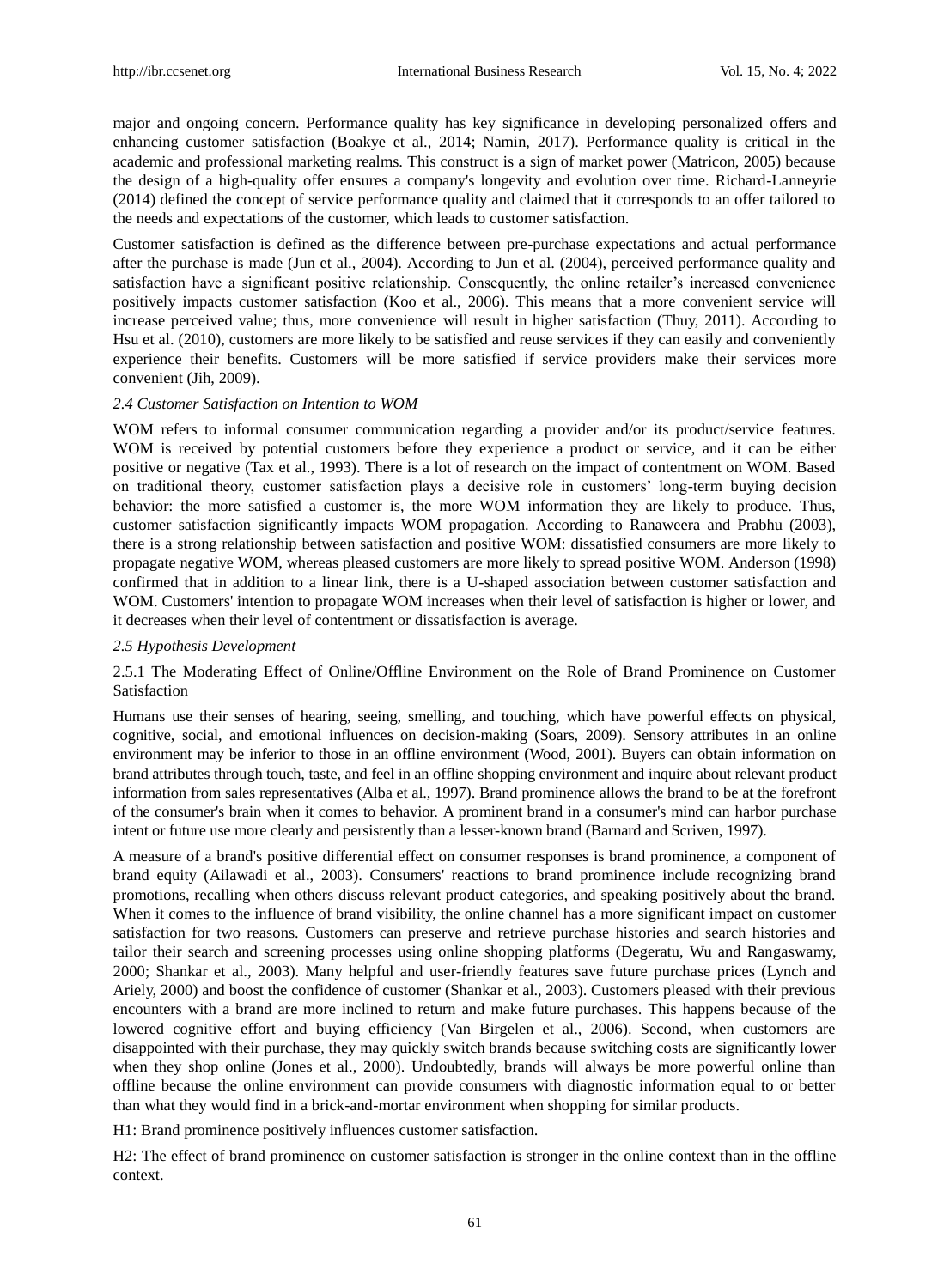major and ongoing concern. Performance quality has key significance in developing personalized offers and enhancing customer satisfaction (Boakye et al., 2014; Namin, 2017). Performance quality is critical in the academic and professional marketing realms. This construct is a sign of market power (Matricon, 2005) because the design of a high-quality offer ensures a company's longevity and evolution over time. Richard-Lanneyrie (2014) defined the concept of service performance quality and claimed that it corresponds to an offer tailored to the needs and expectations of the customer, which leads to customer satisfaction.

Customer satisfaction is defined as the difference between pre-purchase expectations and actual performance after the purchase is made (Jun et al., 2004). According to Jun et al. (2004), perceived performance quality and satisfaction have a significant positive relationship. Consequently, the online retailer's increased convenience positively impacts customer satisfaction (Koo et al., 2006). This means that a more convenient service will increase perceived value; thus, more convenience will result in higher satisfaction (Thuy, 2011). According to Hsu et al. (2010), customers are more likely to be satisfied and reuse services if they can easily and conveniently experience their benefits. Customers will be more satisfied if service providers make their services more convenient (Jih, 2009).

### *2.4 Customer Satisfaction on Intention to WOM*

WOM refers to informal consumer communication regarding a provider and/or its product/service features. WOM is received by potential customers before they experience a product or service, and it can be either positive or negative (Tax et al., 1993). There is a lot of research on the impact of contentment on WOM. Based on traditional theory, customer satisfaction plays a decisive role in customers' long-term buying decision behavior: the more satisfied a customer is, the more WOM information they are likely to produce. Thus, customer satisfaction significantly impacts WOM propagation. According to Ranaweera and Prabhu (2003), there is a strong relationship between satisfaction and positive WOM: dissatisfied consumers are more likely to propagate negative WOM, whereas pleased customers are more likely to spread positive WOM. Anderson (1998) confirmed that in addition to a linear link, there is a U-shaped association between customer satisfaction and WOM. Customers' intention to propagate WOM increases when their level of satisfaction is higher or lower, and it decreases when their level of contentment or dissatisfaction is average.

### *2.5 Hypothesis Development*

#### 2.5.1 The Moderating Effect of Online/Offline Environment on the Role of Brand Prominence on Customer Satisfaction

Humans use their senses of hearing, seeing, smelling, and touching, which have powerful effects on physical, cognitive, social, and emotional influences on decision-making (Soars, 2009). Sensory attributes in an online environment may be inferior to those in an offline environment (Wood, 2001). Buyers can obtain information on brand attributes through touch, taste, and feel in an offline shopping environment and inquire about relevant product information from sales representatives (Alba et al., 1997). Brand prominence allows the brand to be at the forefront of the consumer's brain when it comes to behavior. A prominent brand in a consumer's mind can harbor purchase intent or future use more clearly and persistently than a lesser-known brand (Barnard and Scriven, 1997).

A measure of a brand's positive differential effect on consumer responses is brand prominence, a component of brand equity (Ailawadi et al., 2003). Consumers' reactions to brand prominence include recognizing brand promotions, recalling when others discuss relevant product categories, and speaking positively about the brand. When it comes to the influence of brand visibility, the online channel has a more significant impact on customer satisfaction for two reasons. Customers can preserve and retrieve purchase histories and search histories and tailor their search and screening processes using online shopping platforms (Degeratu, Wu and Rangaswamy, 2000; Shankar et al., 2003). Many helpful and user-friendly features save future purchase prices (Lynch and Ariely, 2000) and boost the confidence of customer (Shankar et al., 2003). Customers pleased with their previous encounters with a brand are more inclined to return and make future purchases. This happens because of the lowered cognitive effort and buying efficiency (Van Birgelen et al., 2006). Second, when customers are disappointed with their purchase, they may quickly switch brands because switching costs are significantly lower when they shop online (Jones et al., 2000). Undoubtedly, brands will always be more powerful online than offline because the online environment can provide consumers with diagnostic information equal to or better than what they would find in a brick-and-mortar environment when shopping for similar products.

H1: Brand prominence positively influences customer satisfaction.

H2: The effect of brand prominence on customer satisfaction is stronger in the online context than in the offline context.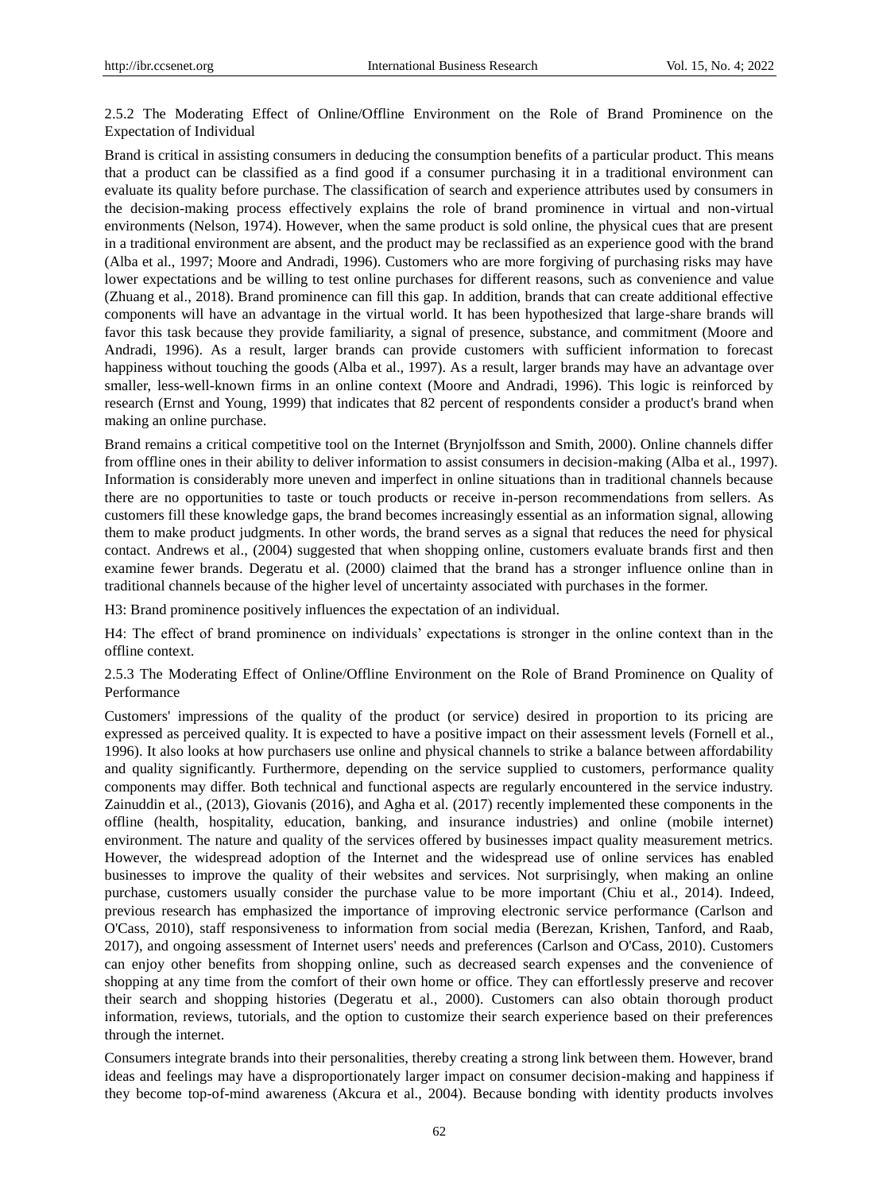### 2.5.2 The Moderating Effect of Online/Offline Environment on the Role of Brand Prominence on the Expectation of Individual

Brand is critical in assisting consumers in deducing the consumption benefits of a particular product. This means that a product can be classified as a find good if a consumer purchasing it in a traditional environment can evaluate its quality before purchase. The classification of search and experience attributes used by consumers in the decision-making process effectively explains the role of brand prominence in virtual and non-virtual environments (Nelson, 1974). However, when the same product is sold online, the physical cues that are present in a traditional environment are absent, and the product may be reclassified as an experience good with the brand (Alba et al., 1997; Moore and Andradi, 1996). Customers who are more forgiving of purchasing risks may have lower expectations and be willing to test online purchases for different reasons, such as convenience and value (Zhuang et al., 2018). Brand prominence can fill this gap. In addition, brands that can create additional effective components will have an advantage in the virtual world. It has been hypothesized that large-share brands will favor this task because they provide familiarity, a signal of presence, substance, and commitment (Moore and Andradi, 1996). As a result, larger brands can provide customers with sufficient information to forecast happiness without touching the goods (Alba et al., 1997). As a result, larger brands may have an advantage over smaller, less-well-known firms in an online context (Moore and Andradi, 1996). This logic is reinforced by research (Ernst and Young, 1999) that indicates that 82 percent of respondents consider a product's brand when making an online purchase.

Brand remains a critical competitive tool on the Internet (Brynjolfsson and Smith, 2000). Online channels differ from offline ones in their ability to deliver information to assist consumers in decision-making (Alba et al., 1997). Information is considerably more uneven and imperfect in online situations than in traditional channels because there are no opportunities to taste or touch products or receive in-person recommendations from sellers. As customers fill these knowledge gaps, the brand becomes increasingly essential as an information signal, allowing them to make product judgments. In other words, the brand serves as a signal that reduces the need for physical contact. Andrews et al., (2004) suggested that when shopping online, customers evaluate brands first and then examine fewer brands. Degeratu et al. (2000) claimed that the brand has a stronger influence online than in traditional channels because of the higher level of uncertainty associated with purchases in the former.

H3: Brand prominence positively influences the expectation of an individual.

H4: The effect of brand prominence on individuals' expectations is stronger in the online context than in the offline context.

### 2.5.3 The Moderating Effect of Online/Offline Environment on the Role of Brand Prominence on Quality of Performance

Customers' impressions of the quality of the product (or service) desired in proportion to its pricing are expressed as perceived quality. It is expected to have a positive impact on their assessment levels (Fornell et al., 1996). It also looks at how purchasers use online and physical channels to strike a balance between affordability and quality significantly. Furthermore, depending on the service supplied to customers, performance quality components may differ. Both technical and functional aspects are regularly encountered in the service industry. Zainuddin et al., (2013), Giovanis (2016), and Agha et al. (2017) recently implemented these components in the offline (health, hospitality, education, banking, and insurance industries) and online (mobile internet) environment. The nature and quality of the services offered by businesses impact quality measurement metrics. However, the widespread adoption of the Internet and the widespread use of online services has enabled businesses to improve the quality of their websites and services. Not surprisingly, when making an online purchase, customers usually consider the purchase value to be more important (Chiu et al., 2014). Indeed, previous research has emphasized the importance of improving electronic service performance (Carlson and O'Cass, 2010), staff responsiveness to information from social media (Berezan, Krishen, Tanford, and Raab, 2017), and ongoing assessment of Internet users' needs and preferences (Carlson and O'Cass, 2010). Customers can enjoy other benefits from shopping online, such as decreased search expenses and the convenience of shopping at any time from the comfort of their own home or office. They can effortlessly preserve and recover their search and shopping histories (Degeratu et al., 2000). Customers can also obtain thorough product information, reviews, tutorials, and the option to customize their search experience based on their preferences through the internet.

Consumers integrate brands into their personalities, thereby creating a strong link between them. However, brand ideas and feelings may have a disproportionately larger impact on consumer decision-making and happiness if they become top-of-mind awareness (Akcura et al., 2004). Because bonding with identity products involves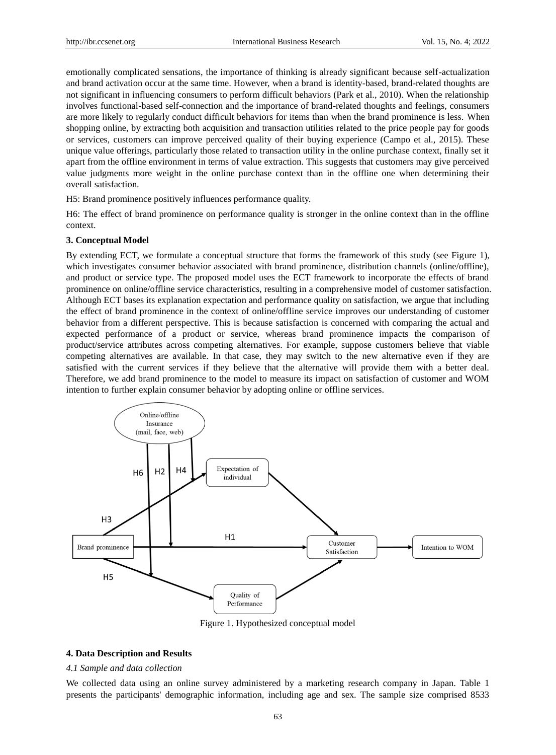emotionally complicated sensations, the importance of thinking is already significant because self-actualization and brand activation occur at the same time. However, when a brand is identity-based, brand-related thoughts are not significant in influencing consumers to perform difficult behaviors (Park et al., 2010). When the relationship involves functional-based self-connection and the importance of brand-related thoughts and feelings, consumers are more likely to regularly conduct difficult behaviors for items than when the brand prominence is less. When shopping online, by extracting both acquisition and transaction utilities related to the price people pay for goods or services, customers can improve perceived quality of their buying experience (Campo et al., 2015). These unique value offerings, particularly those related to transaction utility in the online purchase context, finally set it apart from the offline environment in terms of value extraction. This suggests that customers may give perceived value judgments more weight in the online purchase context than in the offline one when determining their overall satisfaction.

H5: Brand prominence positively influences performance quality.

H6: The effect of brand prominence on performance quality is stronger in the online context than in the offline context.

### 3. Conceptual Model

By extending ECT, we formulate a conceptual structure that forms the framework of this study (see Figure 1), which investigates consumer behavior associated with brand prominence, distribution channels (online/offline), and product or service type. The proposed model uses the ECT framework to incorporate the effects of brand prominence on online/offline service characteristics, resulting in a comprehensive model of customer satisfaction. Although ECT bases its explanation expectation and performance quality on satisfaction, we argue that including the effect of brand prominence in the context of online/offline service improves our understanding of customer behavior from a different perspective. This is because satisfaction is concerned with comparing the actual and expected performance of a product or service, whereas brand prominence impacts the comparison of product/service attributes across competing alternatives. For example, suppose customers believe that viable competing alternatives are available. In that case, they may switch to the new alternative even if they are satisfied with the current services if they believe that the alternative will provide them with a better deal. Therefore, we add brand prominence to the model to measure its impact on satisfaction of customer and WOM intention to further explain consumer behavior by adopting online or offline services.

Figure 1. Hypothesized conceptual model

### 4. Data Description and Results

#### *4.1 Sample and data collection*

We collected data using an online survey administered by a marketing research company in Japan. Table 1 presents the participants' demographic information, including age and sex. The sample size comprised 8533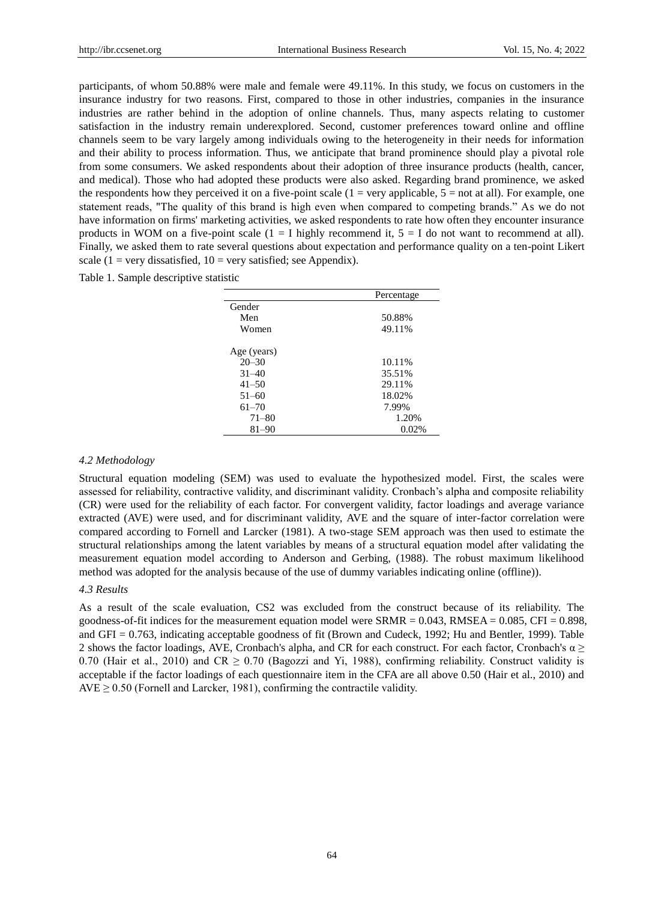participants, of whom 50.88% were male and female were 49.11%. In this study, we focus on customers in the insurance industry for two reasons. First, compared to those in other industries, companies in the insurance industries are rather behind in the adoption of online channels. Thus, many aspects relating to customer satisfaction in the industry remain underexplored. Second, customer preferences toward online and offline channels seem to be vary largely among individuals owing to the heterogeneity in their needs for information and their ability to process information. Thus, we anticipate that brand prominence should play a pivotal role from some consumers. We asked respondents about their adoption of three insurance products (health, cancer, and medical). Those who had adopted these products were also asked. Regarding brand prominence, we asked the respondents how they perceived it on a five-point scale (1 = very applicable, 5 = not at all). For example, one statement reads, "The quality of this brand is high even when compared to competing brands." As we do not have information on firms' marketing activities, we asked respondents to rate how often they encounter insurance products in WOM on a five-point scale (1 = I highly recommend it, 5 = I do not want to recommend at all). Finally, we asked them to rate several questions about expectation and performance quality on a ten-point Likert scale (1 = very dissatisfied, 10 = very satisfied; see Appendix).

Table 1. Sample descriptive statistic

| | Percentage |
|---|---|
| Gender | |
| Men | 50.88% |
| Women | 49.11% |
| | |
| Age (years) | |
| 20–30 | 10.11% |
| 31–40 | 35.51% |
| 41–50 | 29.11% |
| 51–60 | 18.02% |
| 61–70 | 7.99% |
| 71–80 | 1.20% |
| 81–90 | 0.02% |

### *4.2 Methodology*

Structural equation modeling (SEM) was used to evaluate the hypothesized model. First, the scales were assessed for reliability, contractive validity, and discriminant validity. Cronbach's alpha and composite reliability (CR) were used for the reliability of each factor. For convergent validity, factor loadings and average variance extracted (AVE) were used, and for discriminant validity, AVE and the square of inter-factor correlation were compared according to Fornell and Larcker (1981). A two-stage SEM approach was then used to estimate the structural relationships among the latent variables by means of a structural equation model after validating the measurement equation model according to Anderson and Gerbing, (1988). The robust maximum likelihood method was adopted for the analysis because of the use of dummy variables indicating online (offline)).

### *4.3 Results*

As a result of the scale evaluation, CS2 was excluded from the construct because of its reliability. The goodness-of-fit indices for the measurement equation model were SRMR = 0.043, RMSEA = 0.085, CFI = 0.898, and GFI = 0.763, indicating acceptable goodness of fit (Brown and Cudeck, 1992; Hu and Bentler, 1999). Table 2 shows the factor loadings, AVE, Cronbach's alpha, and CR for each construct. For each factor, Cronbach's $\alpha \geq 0.70$ (Hair et al., 2010) and CR $\geq 0.70$ (Bagozzi and Yi, 1988), confirming reliability. Construct validity is acceptable if the factor loadings of each questionnaire item in the CFA are all above 0.50 (Hair et al., 2010) and AVE $\geq 0.50$ (Fornell and Larcker, 1981), confirming the contractile validity.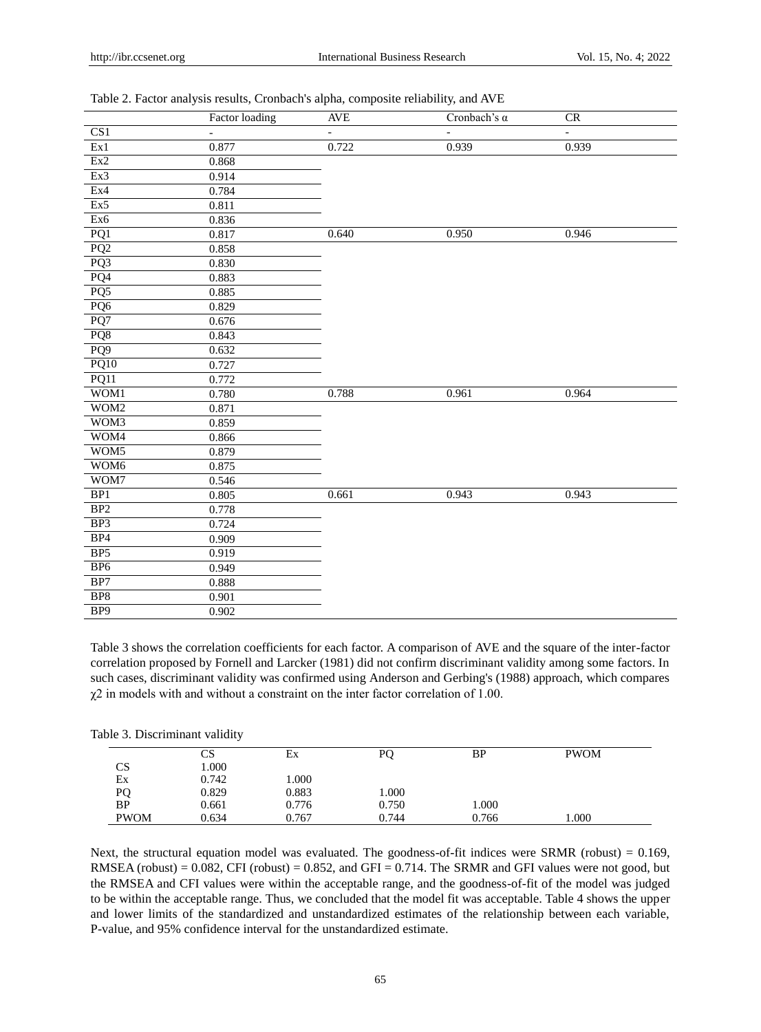Table 2. Factor analysis results, Cronbach's alpha, composite reliability, and AVE

| | Factor loading | AVE | Cronbach's α | CR |
|---|---|---|---|---|
| CS1 | - | - | - | - |
| Ex1 | 0.877 | 0.722 | 0.939 | 0.939 |
| Ex2 | 0.868 | | | |
| Ex3 | 0.914 | | | |
| Ex4 | 0.784 | | | |
| Ex5 | 0.811 | | | |
| Ex6 | 0.836 | | | |
| PQ1 | 0.817 | 0.640 | 0.950 | 0.946 |
| PQ2 | 0.858 | | | |
| PQ3 | 0.830 | | | |
| PQ4 | 0.883 | | | |
| PQ5 | 0.885 | | | |
| PQ6 | 0.829 | | | |
| PQ7 | 0.676 | | | |
| PQ8 | 0.843 | | | |
| PQ9 | 0.632 | | | |
| PQ10 | 0.727 | | | |
| PQ11 | 0.772 | | | |
| WOM1 | 0.780 | 0.788 | 0.961 | 0.964 |
| WOM2 | 0.871 | | | |
| WOM3 | 0.859 | | | |
| WOM4 | 0.866 | | | |
| WOM5 | 0.879 | | | |
| WOM6 | 0.875 | | | |
| WOM7 | 0.546 | | | |
| BP1 | 0.805 | 0.661 | 0.943 | 0.943 |
| BP2 | 0.778 | | | |
| BP3 | 0.724 | | | |
| BP4 | 0.909 | | | |
| BP5 | 0.919 | | | |
| BP6 | 0.949 | | | |
| BP7 | 0.888 | | | |
| BP8 | 0.901 | | | |
| BP9 | 0.902 | | | |

Table 3 shows the correlation coefficients for each factor. A comparison of AVE and the square of the inter-factor correlation proposed by Fornell and Larcker (1981) did not confirm discriminant validity among some factors. In such cases, discriminant validity was confirmed using Anderson and Gerbing's (1988) approach, which compares $\chi 2$ in models with and without a constraint on the inter factor correlation of 1.00.

Table 3. Discriminant validity

| | CS | Ex | PQ | BP | PWOM |
|---|---|---|---|---|---|
| CS | 1.000 | | | | |
| Ex | 0.742 | 1.000 | | | |
| PQ | 0.829 | 0.883 | 1.000 | | |
| BP | 0.661 | 0.776 | 0.750 | 1.000 | |
| PWOM | 0.634 | 0.767 | 0.744 | 0.766 | 1.000 |

Next, the structural equation model was evaluated. The goodness-of-fit indices were SRMR (robust) = 0.169, RMSEA (robust) = 0.082, CFI (robust) = 0.852, and GFI = 0.714. The SRMR and GFI values were not good, but the RMSEA and CFI values were within the acceptable range, and the goodness-of-fit of the model was judged to be within the acceptable range. Thus, we concluded that the model fit was acceptable. Table 4 shows the upper and lower limits of the standardized and unstandardized estimates of the relationship between each variable, P-value, and 95% confidence interval for the unstandardized estimate.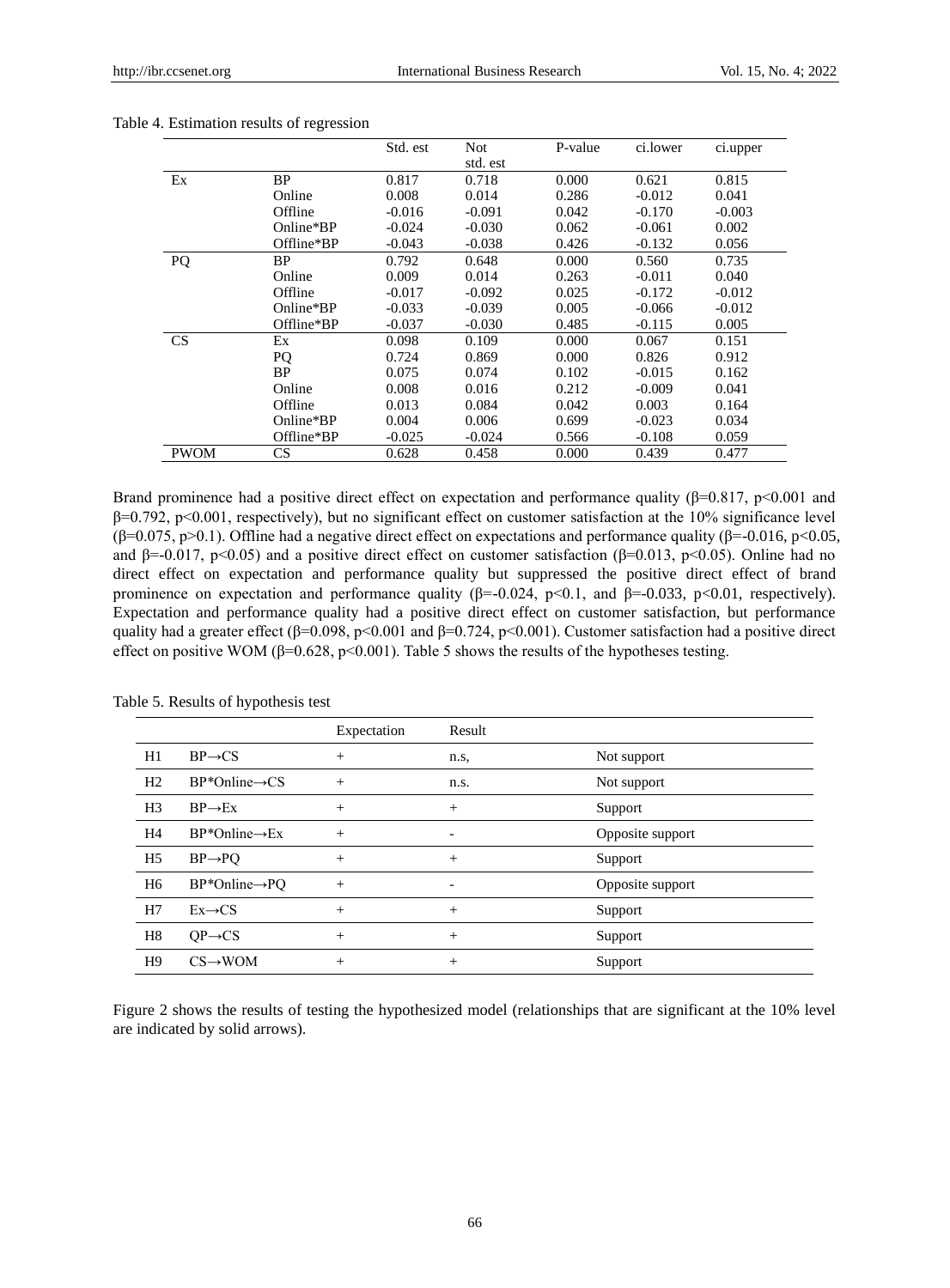Table 4. Estimation results of regression

| | | Std. est | Not std. est | P-value | ci.lower | ci.upper |
|---|---|---|---|---|---|---|
| Ex | BP | 0.817 | 0.718 | 0.000 | 0.621 | 0.815 |
| | Online | 0.008 | 0.014 | 0.286 | -0.012 | 0.041 |
| | Offline | -0.016 | -0.091 | 0.042 | -0.170 | -0.003 |
| | Online*BP | -0.024 | -0.030 | 0.062 | -0.061 | 0.002 |
| | Offline*BP | -0.043 | -0.038 | 0.426 | -0.132 | 0.056 |
| PQ | BP | 0.792 | 0.648 | 0.000 | 0.560 | 0.735 |
| | Online | 0.009 | 0.014 | 0.263 | -0.011 | 0.040 |
| | Offline | -0.017 | -0.092 | 0.025 | -0.172 | -0.012 |
| | Online*BP | -0.033 | -0.039 | 0.005 | -0.066 | -0.012 |
| | Offline*BP | -0.037 | -0.030 | 0.485 | -0.115 | 0.005 |
| CS | Ex | 0.098 | 0.109 | 0.000 | 0.067 | 0.151 |
| | PQ | 0.724 | 0.869 | 0.000 | 0.826 | 0.912 |
| | BP | 0.075 | 0.074 | 0.102 | -0.015 | 0.162 |
| | Online | 0.008 | 0.016 | 0.212 | -0.009 | 0.041 |
| | Offline | 0.013 | 0.084 | 0.042 | 0.003 | 0.164 |
| | Online*BP | 0.004 | 0.006 | 0.699 | -0.023 | 0.034 |
| | Offline*BP | -0.025 | -0.024 | 0.566 | -0.108 | 0.059 |
| PWOM | CS | 0.628 | 0.458 | 0.000 | 0.439 | 0.477 |

Brand prominence had a positive direct effect on expectation and performance quality ($\beta=0.817$, $p<0.001$ and $\beta=0.792$, $p<0.001$, respectively), but no significant effect on customer satisfaction at the 10% significance level ($\beta=0.075$, $p>0.1$). Offline had a negative direct effect on expectations and performance quality ($\beta=-0.016$, $p<0.05$, and $\beta=-0.017$, $p<0.05$) and a positive direct effect on customer satisfaction ($\beta=0.013$, $p<0.05$). Online had no direct effect on expectation and performance quality but suppressed the positive direct effect of brand prominence on expectation and performance quality ($\beta=-0.024$, $p<0.1$, and $\beta=-0.033$, $p<0.01$, respectively). Expectation and performance quality had a positive direct effect on customer satisfaction, but performance quality had a greater effect ($\beta=0.098$, $p<0.001$ and $\beta=0.724$, $p<0.001$). Customer satisfaction had a positive direct effect on positive WOM ($\beta=0.628$, $p<0.001$). Table 5 shows the results of the hypotheses testing.

Table 5. Results of hypothesis test

| | | Expectation | Result | |
|---|---|---|---|---|
| H1 | BP→CS | + | n.s, | Not support |
| H2 | BP*Online→CS | + | n.s. | Not support |
| H3 | BP→Ex | + | + | Support |
| H4 | BP*Online→Ex | + | - | Opposite support |
| H5 | BP→PQ | + | + | Support |
| H6 | BP*Online→PQ | + | - | Opposite support |
| H7 | Ex→CS | + | + | Support |
| H8 | QP→CS | + | + | Support |
| H9 | CS→WOM | + | + | Support |

Figure 2 shows the results of testing the hypothesized model (relationships that are significant at the 10% level are indicated by solid arrows).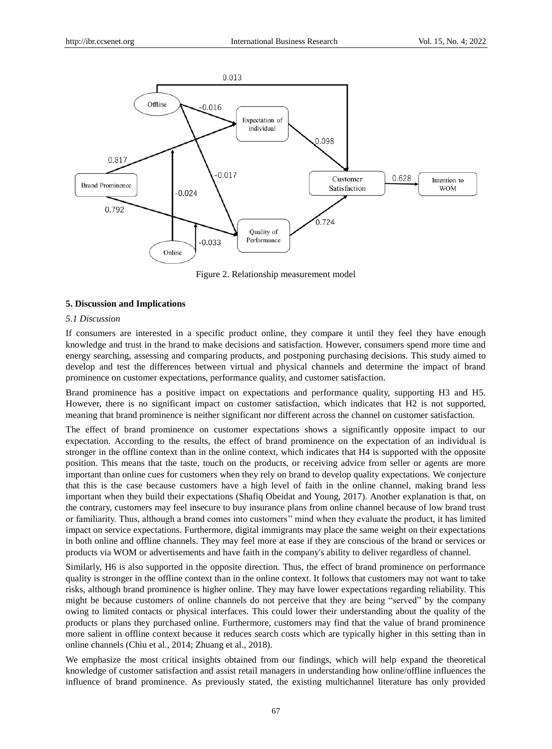Figure 2. Relationship measurement model

## 5. Discussion and Implications

### *5.1 Discussion*

If consumers are interested in a specific product online, they compare it until they feel they have enough knowledge and trust in the brand to make decisions and satisfaction. However, consumers spend more time and energy searching, assessing and comparing products, and postponing purchasing decisions. This study aimed to develop and test the differences between virtual and physical channels and determine the impact of brand prominence on customer expectations, performance quality, and customer satisfaction.

Brand prominence has a positive impact on expectations and performance quality, supporting H3 and H5. However, there is no significant impact on customer satisfaction, which indicates that H2 is not supported, meaning that brand prominence is neither significant nor different across the channel on customer satisfaction.

The effect of brand prominence on customer expectations shows a significantly opposite impact to our expectation. According to the results, the effect of brand prominence on the expectation of an individual is stronger in the offline context than in the online context, which indicates that H4 is supported with the opposite position. This means that the taste, touch on the products, or receiving advice from seller or agents are more important than online cues for customers when they rely on brand to develop quality expectations. We conjecture that this is the case because customers have a high level of faith in the online channel, making brand less important when they build their expectations (Shafiq Obeidat and Young, 2017). Another explanation is that, on the contrary, customers may feel insecure to buy insurance plans from online channel because of low brand trust or familiarity. Thus, although a brand comes into customers'' mind when they evaluate the product, it has limited impact on service expectations. Furthermore, digital immigrants may place the same weight on their expectations in both online and offline channels. They may feel more at ease if they are conscious of the brand or services or products via WOM or advertisements and have faith in the company's ability to deliver regardless of channel.

Similarly, H6 is also supported in the opposite direction. Thus, the effect of brand prominence on performance quality is stronger in the offline context than in the online context. It follows that customers may not want to take risks, although brand prominence is higher online. They may have lower expectations regarding reliability. This might be because customers of online channels do not perceive that they are being "served" by the company owing to limited contacts or physical interfaces. This could lower their understanding about the quality of the products or plans they purchased online. Furthermore, customers may find that the value of brand prominence more salient in offline context because it reduces search costs which are typically higher in this setting than in online channels (Chiu et al., 2014; Zhuang et al., 2018).

We emphasize the most critical insights obtained from our findings, which will help expand the theoretical knowledge of customer satisfaction and assist retail managers in understanding how online/offline influences the influence of brand prominence. As previously stated, the existing multichannel literature has only provided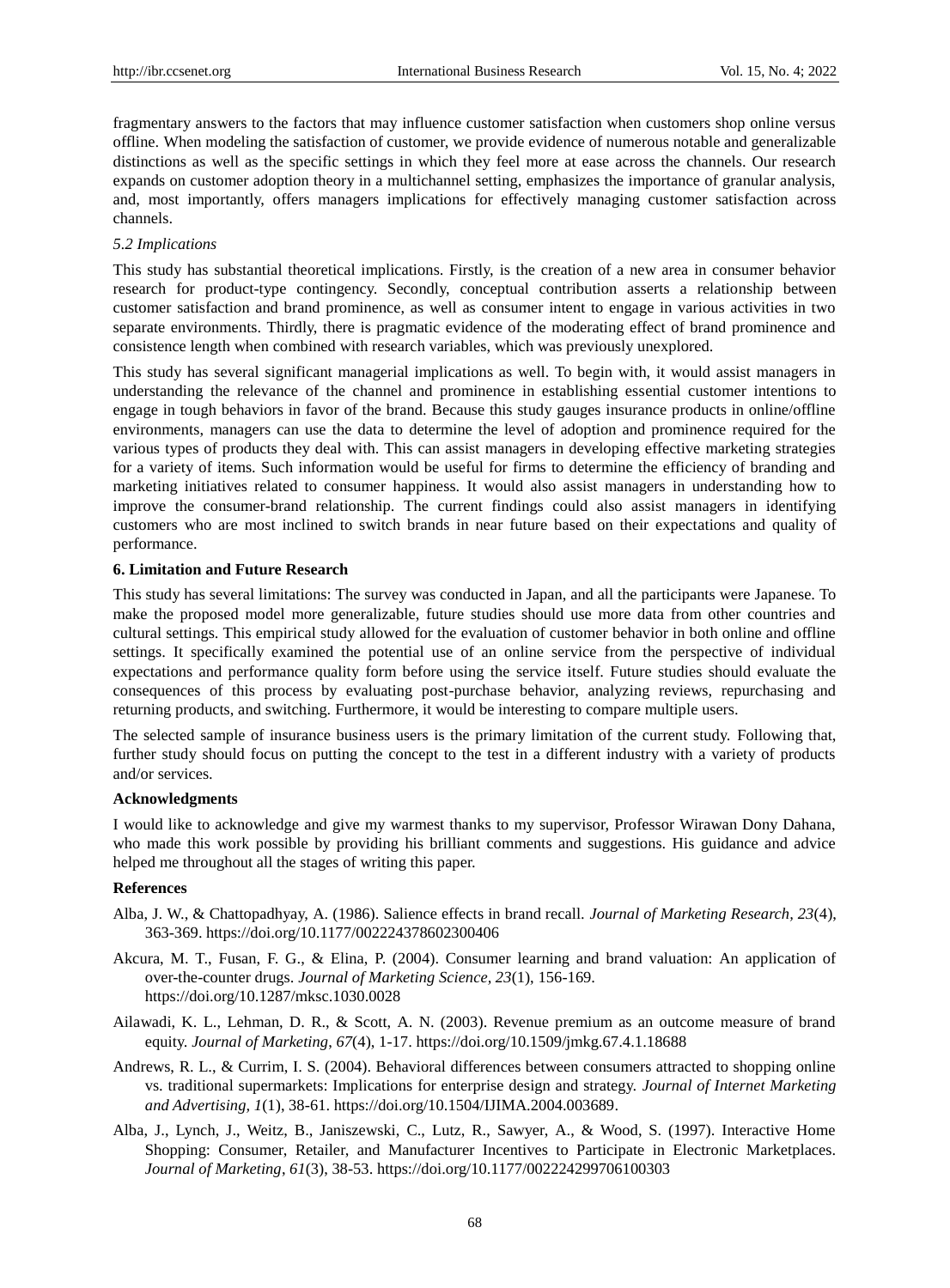fragmentary answers to the factors that may influence customer satisfaction when customers shop online versus offline. When modeling the satisfaction of customer, we provide evidence of numerous notable and generalizable distinctions as well as the specific settings in which they feel more at ease across the channels. Our research expands on customer adoption theory in a multichannel setting, emphasizes the importance of granular analysis, and, most importantly, offers managers implications for effectively managing customer satisfaction across channels.

### *5.2 Implications*

This study has substantial theoretical implications. Firstly, is the creation of a new area in consumer behavior research for product-type contingency. Secondly, conceptual contribution asserts a relationship between customer satisfaction and brand prominence, as well as consumer intent to engage in various activities in two separate environments. Thirdly, there is pragmatic evidence of the moderating effect of brand prominence and consistence length when combined with research variables, which was previously unexplored.

This study has several significant managerial implications as well. To begin with, it would assist managers in understanding the relevance of the channel and prominence in establishing essential customer intentions to engage in tough behaviors in favor of the brand. Because this study gauges insurance products in online/offline environments, managers can use the data to determine the level of adoption and prominence required for the various types of products they deal with. This can assist managers in developing effective marketing strategies for a variety of items. Such information would be useful for firms to determine the efficiency of branding and marketing initiatives related to consumer happiness. It would also assist managers in understanding how to improve the consumer-brand relationship. The current findings could also assist managers in identifying customers who are most inclined to switch brands in near future based on their expectations and quality of performance.

## **6. Limitation and Future Research**

This study has several limitations: The survey was conducted in Japan, and all the participants were Japanese. To make the proposed model more generalizable, future studies should use more data from other countries and cultural settings. This empirical study allowed for the evaluation of consumer behavior in both online and offline settings. It specifically examined the potential use of an online service from the perspective of individual expectations and performance quality form before using the service itself. Future studies should evaluate the consequences of this process by evaluating post-purchase behavior, analyzing reviews, repurchasing and returning products, and switching. Furthermore, it would be interesting to compare multiple users.

The selected sample of insurance business users is the primary limitation of the current study. Following that, further study should focus on putting the concept to the test in a different industry with a variety of products and/or services.

## **Acknowledgments**

I would like to acknowledge and give my warmest thanks to my supervisor, Professor Wirawan Dony Dahana, who made this work possible by providing his brilliant comments and suggestions. His guidance and advice helped me throughout all the stages of writing this paper.

## **References**

Alba, J. W., & Chattopadhyay, A. (1986). Salience effects in brand recall. *Journal of Marketing Research, 23*(4), 363-369. https://doi.org/10.1177/002224378602300406

Akcura, M. T., Fusan, F. G., & Elina, P. (2004). Consumer learning and brand valuation: An application of over-the-counter drugs. *Journal of Marketing Science, 23*(1), 156-169. https://doi.org/10.1287/mksc.1030.0028

Ailawadi, K. L., Lehman, D. R., & Scott, A. N. (2003). Revenue premium as an outcome measure of brand equity. *Journal of Marketing, 67*(4), 1-17. https://doi.org/10.1509/jmkg.67.4.1.18688

Andrews, R. L., & Currim, I. S. (2004). Behavioral differences between consumers attracted to shopping online vs. traditional supermarkets: Implications for enterprise design and strategy. *Journal of Internet Marketing and Advertising, 1*(1), 38-61. https://doi.org/10.1504/IJIMA.2004.003689.

Alba, J., Lynch, J., Weitz, B., Janiszewski, C., Lutz, R., Sawyer, A., & Wood, S. (1997). Interactive Home Shopping: Consumer, Retailer, and Manufacturer Incentives to Participate in Electronic Marketplaces. *Journal of Marketing, 61*(3), 38-53. https://doi.org/10.1177/002224299706100303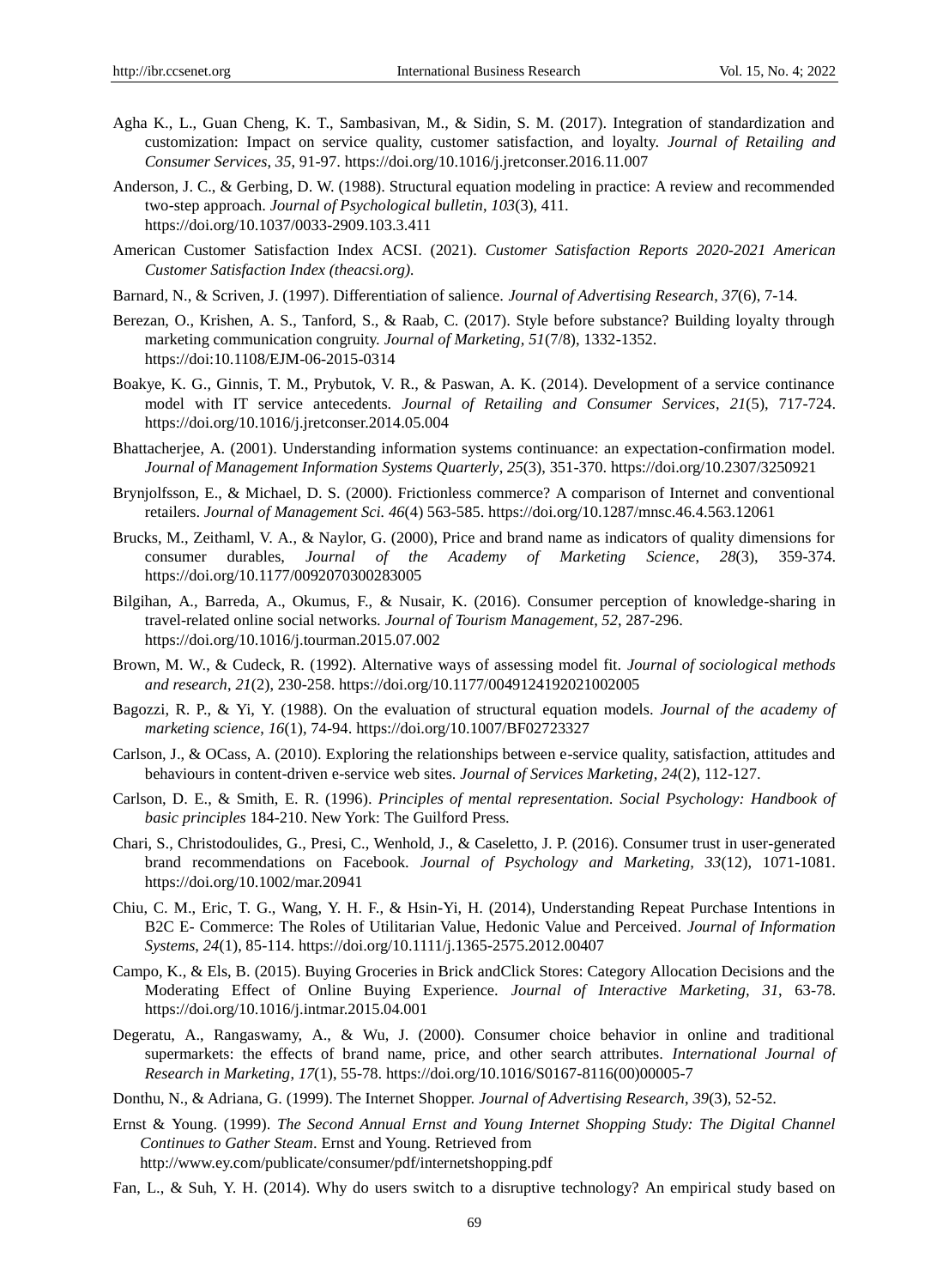Agha K., L., Guan Cheng, K. T., Sambasivan, M., & Sidin, S. M. (2017). Integration of standardization and customization: Impact on service quality, customer satisfaction, and loyalty. *Journal of Retailing and Consumer Services*, *35*, 91-97. https://doi.org/10.1016/j.jretconser.2016.11.007

Anderson, J. C., & Gerbing, D. W. (1988). Structural equation modeling in practice: A review and recommended two-step approach. *Journal of Psychological bulletin*, *103*(3), 411. https://doi.org/10.1037/0033-2909.103.3.411

American Customer Satisfaction Index ACSI. (2021). *Customer Satisfaction Reports 2020-2021 American Customer Satisfaction Index (theacsi.org).*

Barnard, N., & Scriven, J. (1997). Differentiation of salience. *Journal of Advertising Research*, *37*(6), 7-14.

Berezan, O., Krishen, A. S., Tanford, S., & Raab, C. (2017). Style before substance? Building loyalty through marketing communication congruity. *Journal of Marketing, 51*(7/8), 1332-1352. https://doi:10.1108/EJM-06-2015-0314

Boakye, K. G., Ginnis, T. M., Prybutok, V. R., & Paswan, A. K. (2014). Development of a service continance model with IT service antecedents. *Journal of Retailing and Consumer Services*, *21*(5), 717-724. https://doi.org/10.1016/j.jretconser.2014.05.004

Bhattacherjee, A. (2001). Understanding information systems continuance: an expectation-confirmation model. *Journal of Management Information Systems Quarterly*, *25*(3), 351-370. https://doi.org/10.2307/3250921

Brynjolfsson, E., & Michael, D. S. (2000). Frictionless commerce? A comparison of Internet and conventional retailers. *Journal of Management Sci. 46*(4) 563-585. https://doi.org/10.1287/mnsc.46.4.563.12061

Brucks, M., Zeithaml, V. A., & Naylor, G. (2000), Price and brand name as indicators of quality dimensions for consumer durables, *Journal of the Academy of Marketing Science, 28*(3), 359-374. https://doi.org/10.1177/0092070300283005

Bilgihan, A., Barreda, A., Okumus, F., & Nusair, K. (2016). Consumer perception of knowledge-sharing in travel-related online social networks. *Journal of Tourism Management*, *52*, 287-296. https://doi.org/10.1016/j.tourman.2015.07.002

Brown, M. W., & Cudeck, R. (1992). Alternative ways of assessing model fit. *Journal of sociological methods and research*, *21*(2), 230-258. https://doi.org/10.1177/0049124192021002005

Bagozzi, R. P., & Yi, Y. (1988). On the evaluation of structural equation models. *Journal of the academy of marketing science*, *16*(1), 74-94. https://doi.org/10.1007/BF02723327

Carlson, J., & OCass, A. (2010). Exploring the relationships between e-service quality, satisfaction, attitudes and behaviours in content-driven e-service web sites. *Journal of Services Marketing, 24*(2), 112-127.

Carlson, D. E., & Smith, E. R. (1996). *Principles of mental representation. Social Psychology: Handbook of basic principles* 184-210. New York: The Guilford Press.

Chari, S., Christodoulides, G., Presi, C., Wenhold, J., & Caseletto, J. P. (2016). Consumer trust in user-generated brand recommendations on Facebook. *Journal of Psychology and Marketing, 33*(12), 1071-1081. https://doi.org/10.1002/mar.20941

Chiu, C. M., Eric, T. G., Wang, Y. H. F., & Hsin-Yi, H. (2014), Understanding Repeat Purchase Intentions in B2C E- Commerce: The Roles of Utilitarian Value, Hedonic Value and Perceived. *Journal of Information Systems, 24*(1), 85-114. https://doi.org/10.1111/j.1365-2575.2012.00407

Campo, K., & Els, B. (2015). Buying Groceries in Brick andClick Stores: Category Allocation Decisions and the Moderating Effect of Online Buying Experience. *Journal of Interactive Marketing, 31*, 63-78. https://doi.org/10.1016/j.intmar.2015.04.001

Degeratu, A., Rangaswamy, A., & Wu, J. (2000). Consumer choice behavior in online and traditional supermarkets: the effects of brand name, price, and other search attributes. *International Journal of Research in Marketing*, *17*(1), 55-78. https://doi.org/10.1016/S0167-8116(00)00005-7

Donthu, N., & Adriana, G. (1999). The Internet Shopper. *Journal of Advertising Research*, *39*(3), 52-52.

Ernst & Young. (1999). *The Second Annual Ernst and Young Internet Shopping Study: The Digital Channel Continues to Gather Steam*. Ernst and Young. Retrieved from http://www.ey.com/publicate/consumer/pdf/internetshopping.pdf

Fan, L., & Suh, Y. H. (2014). Why do users switch to a disruptive technology? An empirical study based on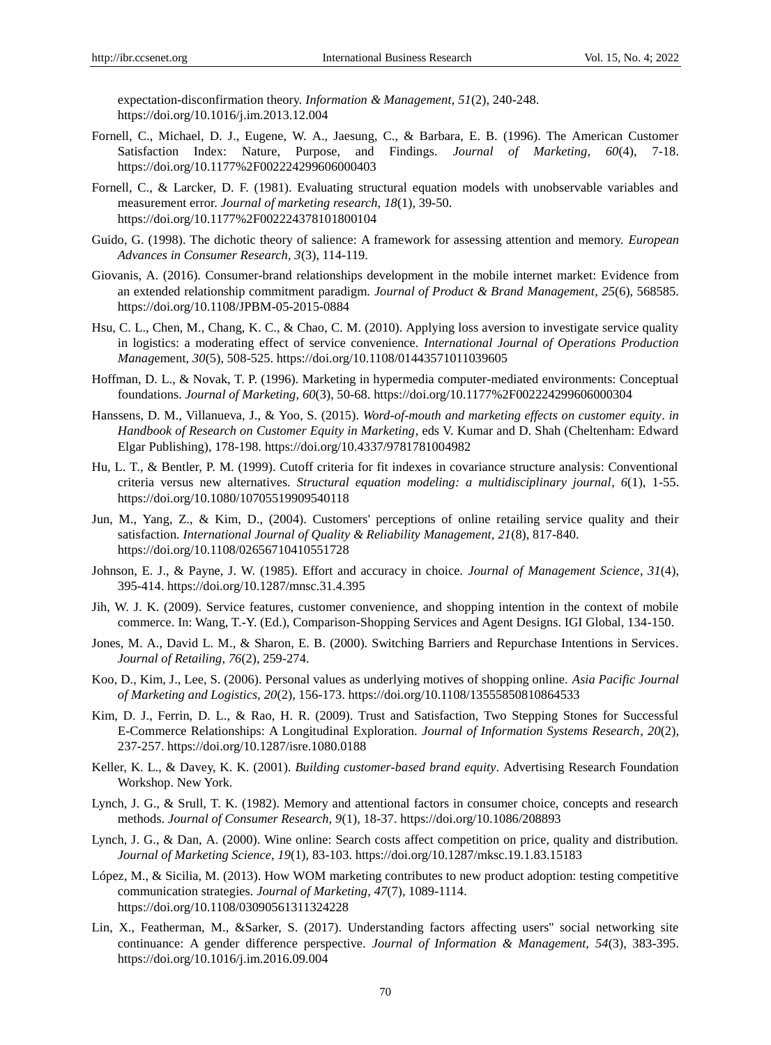expectation-disconfirmation theory. *Information & Management*, *51*(2), 240-248. https://doi.org/10.1016/j.im.2013.12.004

Fornell, C., Michael, D. J., Eugene, W. A., Jaesung, C., & Barbara, E. B. (1996). The American Customer Satisfaction Index: Nature, Purpose, and Findings. *Journal of Marketing*, *60*(4), 7-18. https://doi.org/10.1177%2F002224299606000403

Fornell, C., & Larcker, D. F. (1981). Evaluating structural equation models with unobservable variables and measurement error. *Journal of marketing research, 18*(1), 39-50. https://doi.org/10.1177%2F002224378101800104

Guido, G. (1998). The dichotic theory of salience: A framework for assessing attention and memory. *European Advances in Consumer Research, 3*(3), 114-119.

Giovanis, A. (2016). Consumer-brand relationships development in the mobile internet market: Evidence from an extended relationship commitment paradigm. *Journal of Product & Brand Management*, *25*(6), 568585. https://doi.org/10.1108/JPBM-05-2015-0884

Hsu, C. L., Chen, M., Chang, K. C., & Chao, C. M. (2010). Applying loss aversion to investigate service quality in logistics: a moderating effect of service convenience. *International Journal of Operations Production Manag*ement, *30*(5), 508-525. https://doi.org/10.1108/01443571011039605

Hoffman, D. L., & Novak, T. P. (1996). Marketing in hypermedia computer-mediated environments: Conceptual foundations. *Journal of Marketing, 60*(3), 50-68. https://doi.org/10.1177%2F002224299606000304

Hanssens, D. M., Villanueva, J., & Yoo, S. (2015). *Word-of-mouth and marketing effects on customer equity*. *in Handbook of Research on Customer Equity in Marketing*, eds V. Kumar and D. Shah (Cheltenham: Edward Elgar Publishing), 178-198. https://doi.org/10.4337/9781781004982

Hu, L. T., & Bentler, P. M. (1999). Cutoff criteria for fit indexes in covariance structure analysis: Conventional criteria versus new alternatives. *Structural equation modeling: a multidisciplinary journal*, *6*(1), 1-55. https://doi.org/10.1080/10705519909540118

Jun, M., Yang, Z., & Kim, D., (2004). Customers' perceptions of online retailing service quality and their satisfaction. *International Journal of Quality & Reliability Management, 21*(8), 817-840. https://doi.org/10.1108/02656710410551728

Johnson, E. J., & Payne, J. W. (1985). Effort and accuracy in choice. *Journal of Management Science*, *31*(4), 395-414. https://doi.org/10.1287/mnsc.31.4.395

Jih, W. J. K. (2009). Service features, customer convenience, and shopping intention in the context of mobile commerce. In: Wang, T.-Y. (Ed.), Comparison-Shopping Services and Agent Designs. IGI Global, 134-150.

Jones, M. A., David L. M., & Sharon, E. B. (2000). Switching Barriers and Repurchase Intentions in Services. *Journal of Retailing, 76*(2), 259-274.

Koo, D., Kim, J., Lee, S. (2006). Personal values as underlying motives of shopping online. *Asia Pacific Journal of Marketing and Logistics, 20*(2), 156-173. https://doi.org/10.1108/13555850810864533

Kim, D. J., Ferrin, D. L., & Rao, H. R. (2009). Trust and Satisfaction, Two Stepping Stones for Successful E-Commerce Relationships: A Longitudinal Exploration. *Journal of Information Systems Research*, *20*(2), 237-257. https://doi.org/10.1287/isre.1080.0188

Keller, K. L., & Davey, K. K. (2001). *Building customer-based brand equity*. Advertising Research Foundation Workshop. New York.

Lynch, J. G., & Srull, T. K. (1982). Memory and attentional factors in consumer choice, concepts and research methods. *Journal of Consumer Research, 9*(1), 18-37. https://doi.org/10.1086/208893

Lynch, J. G., & Dan, A. (2000). Wine online: Search costs affect competition on price, quality and distribution. *Journal of Marketing Science, 19*(1), 83-103. https://doi.org/10.1287/mksc.19.1.83.15183

López, M., & Sicilia, M. (2013). How WOM marketing contributes to new product adoption: testing competitive communication strategies. *Journal of Marketing, 47*(7), 1089-1114. https://doi.org/10.1108/03090561311324228

Lin, X., Featherman, M., &Sarker, S. (2017). Understanding factors affecting users" social networking site continuance: A gender difference perspective. *Journal of Information & Management, 54*(3), 383-395. https://doi.org/10.1016/j.im.2016.09.004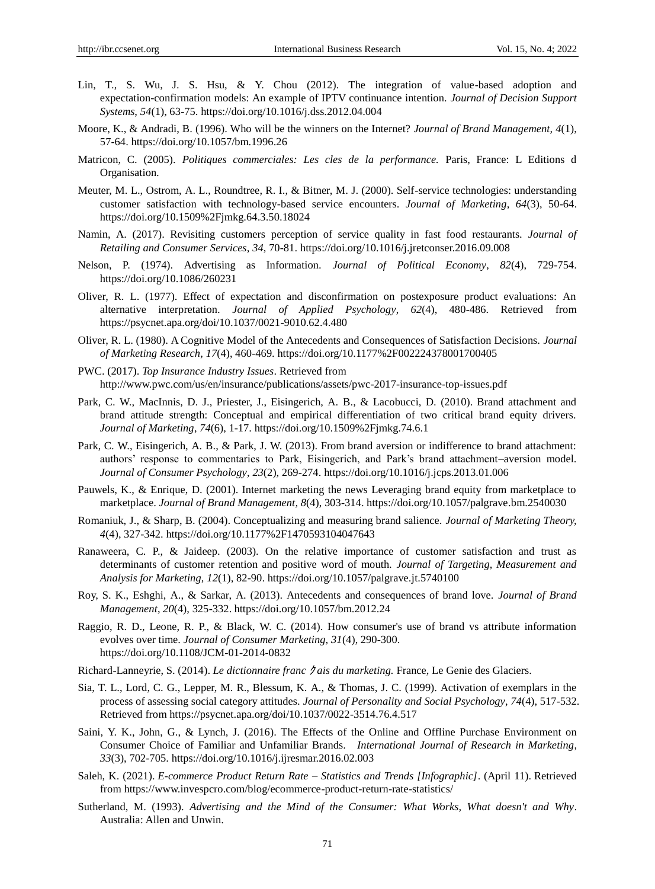Lin, T., S. Wu, J. S. Hsu, & Y. Chou (2012). The integration of value-based adoption and expectation-confirmation models: An example of IPTV continuance intention. *Journal of Decision Support Systems*, *54*(1), 63-75. https://doi.org/10.1016/j.dss.2012.04.004

Moore, K., & Andradi, B. (1996). Who will be the winners on the Internet? *Journal of Brand Management, 4*(1), 57-64. https://doi.org/10.1057/bm.1996.26

Matricon, C. (2005). *Politiques commerciales: Les cles de la performance.* Paris, France: L Editions d Organisation.

Meuter, M. L., Ostrom, A. L., Roundtree, R. I., & Bitner, M. J. (2000). Self-service technologies: understanding customer satisfaction with technology-based service encounters. *Journal of Marketing*, *64*(3), 50-64. https://doi.org/10.1509%2Fjmkg.64.3.50.18024

Namin, A. (2017). Revisiting customers perception of service quality in fast food restaurants. *Journal of Retailing and Consumer Services*, *34*, 70-81. https://doi.org/10.1016/j.jretconser.2016.09.008

Nelson, P. (1974). Advertising as Information. *Journal of Political Economy*, *82*(4), 729-754. https://doi.org/10.1086/260231

Oliver, R. L. (1977). Effect of expectation and disconfirmation on postexposure product evaluations: An alternative interpretation. *Journal of Applied Psychology*, *62*(4), 480-486. Retrieved from https://psycnet.apa.org/doi/10.1037/0021-9010.62.4.480

Oliver, R. L. (1980). A Cognitive Model of the Antecedents and Consequences of Satisfaction Decisions. *Journal of Marketing Research*, *17*(4), 460-469. https://doi.org/10.1177%2F002224378001700405

PWC. (2017). *Top Insurance Industry Issues*. Retrieved from http://www.pwc.com/us/en/insurance/publications/assets/pwc-2017-insurance-top-issues.pdf

Park, C. W., MacInnis, D. J., Priester, J., Eisingerich, A. B., & Lacobucci, D. (2010). Brand attachment and brand attitude strength: Conceptual and empirical differentiation of two critical brand equity drivers. *Journal of Marketing*, *74*(6), 1-17. https://doi.org/10.1509%2Fjmkg.74.6.1

Park, C. W., Eisingerich, A. B., & Park, J. W. (2013). From brand aversion or indifference to brand attachment: authors' response to commentaries to Park, Eisingerich, and Park's brand attachment–aversion model. *Journal of Consumer Psychology*, *23*(2), 269-274. https://doi.org/10.1016/j.jcps.2013.01.006

Pauwels, K., & Enrique, D. (2001). Internet marketing the news Leveraging brand equity from marketplace to marketplace. *Journal of Brand Management, 8*(4), 303-314. https://doi.org/10.1057/palgrave.bm.2540030

Romaniuk, J., & Sharp, B. (2004). Conceptualizing and measuring brand salience. *Journal of Marketing Theory, 4*(4), 327-342. https://doi.org/10.1177%2F1470593104047643

Ranaweera, C. P., & Jaideep. (2003). On the relative importance of customer satisfaction and trust as determinants of customer retention and positive word of mouth. *Journal of Targeting, Measurement and Analysis for Marketing, 12*(1), 82-90. https://doi.org/10.1057/palgrave.jt.5740100

Roy, S. K., Eshghi, A., & Sarkar, A. (2013). Antecedents and consequences of brand love. *Journal of Brand Management*, *20*(4), 325-332. https://doi.org/10.1057/bm.2012.24

Raggio, R. D., Leone, R. P., & Black, W. C. (2014). How consumer's use of brand vs attribute information evolves over time. *Journal of Consumer Marketing, 31*(4), 290-300. https://doi.org/10.1108/JCM-01-2014-0832

Richard-Lanneyrie, S. (2014). *Le dictionnaire franc ゥais du marketing.* France, Le Genie des Glaciers.

Sia, T. L., Lord, C. G., Lepper, M. R., Blessum, K. A., & Thomas, J. C. (1999). Activation of exemplars in the process of assessing social category attitudes. *Journal of Personality and Social Psychology*, *74*(4), 517-532. Retrieved from https://psycnet.apa.org/doi/10.1037/0022-3514.76.4.517

Saini, Y. K., John, G., & Lynch, J. (2016). The Effects of the Online and Offline Purchase Environment on Consumer Choice of Familiar and Unfamiliar Brands. *International Journal of Research in Marketing*, *33*(3), 702-705. https://doi.org/10.1016/j.ijresmar.2016.02.003

Saleh, K. (2021). *E-commerce Product Return Rate – Statistics and Trends [Infographic]*. (April 11). Retrieved from https://www.invespcro.com/blog/ecommerce-product-return-rate-statistics/

Sutherland, M. (1993). *Advertising and the Mind of the Consumer: What Works, What doesn't and Why*. Australia: Allen and Unwin.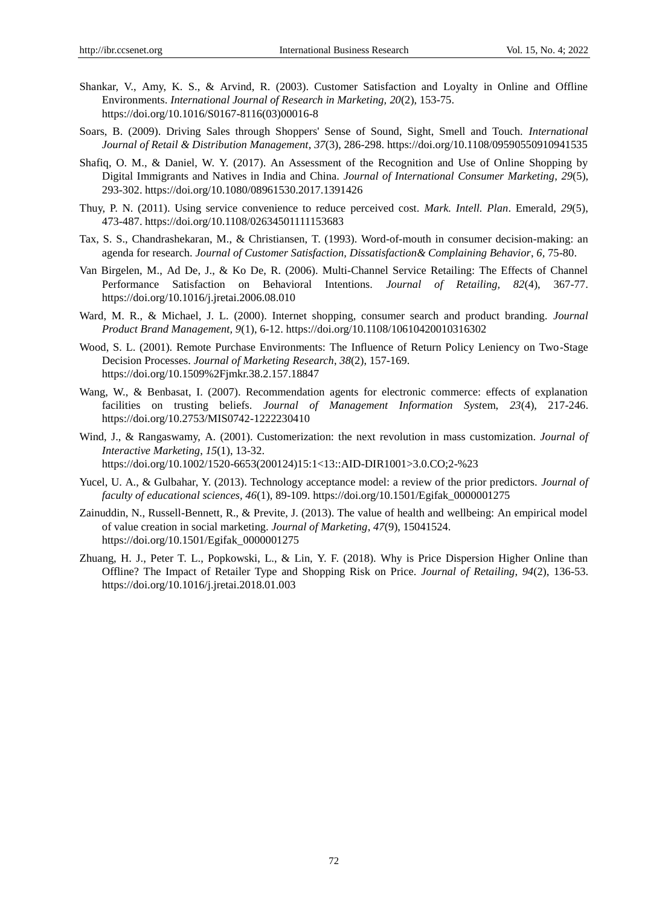Shankar, V., Amy, K. S., & Arvind, R. (2003). Customer Satisfaction and Loyalty in Online and Offline Environments. *International Journal of Research in Marketing, 20*(2), 153-75. https://doi.org/10.1016/S0167-8116(03)00016-8

Soars, B. (2009). Driving Sales through Shoppers' Sense of Sound, Sight, Smell and Touch. *International Journal of Retail & Distribution Management*, *37*(3), 286-298. https://doi.org/10.1108/09590550910941535

Shafiq, O. M., & Daniel, W. Y. (2017). An Assessment of the Recognition and Use of Online Shopping by Digital Immigrants and Natives in India and China. *Journal of International Consumer Marketing*, *29*(5), 293-302. https://doi.org/10.1080/08961530.2017.1391426

Thuy, P. N. (2011). Using service convenience to reduce perceived cost. *Mark. Intell. Plan*. Emerald, *29*(5), 473-487. https://doi.org/10.1108/02634501111153683

Tax, S. S., Chandrashekaran, M., & Christiansen, T. (1993). Word-of-mouth in consumer decision-making: an agenda for research. *Journal of Customer Satisfaction, Dissatisfaction& Complaining Behavior*, *6*, 75-80.

Van Birgelen, M., Ad De, J., & Ko De, R. (2006). Multi-Channel Service Retailing: The Effects of Channel Performance Satisfaction on Behavioral Intentions. *Journal of Retailing, 82*(4), 367-77. https://doi.org/10.1016/j.jretai.2006.08.010

Ward, M. R., & Michael, J. L. (2000). Internet shopping, consumer search and product branding. *Journal Product Brand Management, 9*(1), 6-12. https://doi.org/10.1108/10610420010316302

Wood, S. L. (2001). Remote Purchase Environments: The Influence of Return Policy Leniency on Two-Stage Decision Processes. *Journal of Marketing Research, 38*(2), 157-169. https://doi.org/10.1509%2Fjmkr.38.2.157.18847

Wang, W., & Benbasat, I. (2007). Recommendation agents for electronic commerce: effects of explanation facilities on trusting beliefs. *Journal of Management Information Syst*em, *23*(4), 217-246. https://doi.org/10.2753/MIS0742-1222230410

Wind, J., & Rangaswamy, A. (2001). Customerization: the next revolution in mass customization. *Journal of Interactive Marketing*, *15*(1), 13-32. https://doi.org/10.1002/1520-6653(200124)15:1<13::AID-DIR1001>3.0.CO;2-%23

Yucel, U. A., & Gulbahar, Y. (2013). Technology acceptance model: a review of the prior predictors. *Journal of faculty of educational sciences, 46*(1), 89-109. https://doi.org/10.1501/Egifak_0000001275

Zainuddin, N., Russell-Bennett, R., & Previte, J. (2013). The value of health and wellbeing: An empirical model of value creation in social marketing. *Journal of Marketing*, *47*(9), 15041524. https://doi.org/10.1501/Egifak_0000001275

Zhuang, H. J., Peter T. L., Popkowski, L., & Lin, Y. F. (2018). Why is Price Dispersion Higher Online than Offline? The Impact of Retailer Type and Shopping Risk on Price. *Journal of Retailing*, *94*(2), 136-53. https://doi.org/10.1016/j.jretai.2018.01.003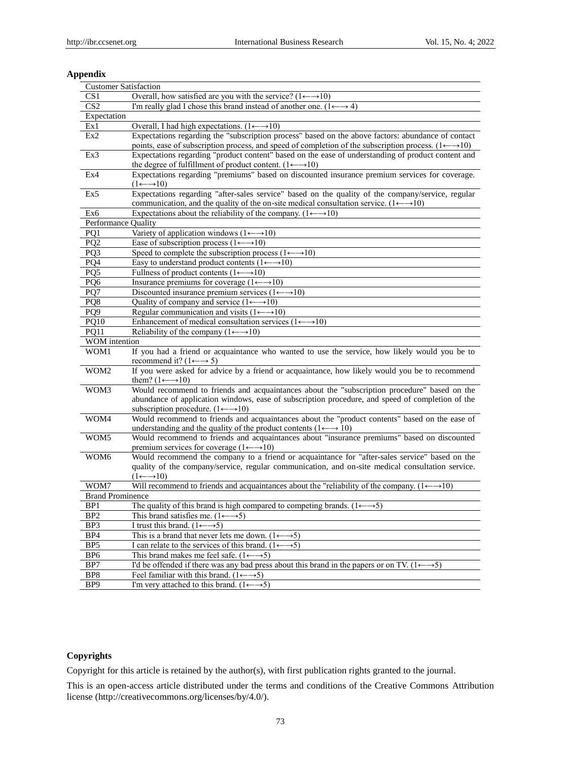## Appendix

| | |
|---|---|
| Customer Satisfaction | |
| CS1 | Overall, how satisfied are you with the service? (1←→10) |
| CS2 | I'm really glad I chose this brand instead of another one. (1←→ 4) |
| Expectation | |
| Ex1 | Overall, I had high expectations. (1←→10) |
| Ex2 | Expectations regarding the "subscription process" based on the above factors: abundance of contact points, ease of subscription process, and speed of completion of the subscription process. (1←→10) |
| Ex3 | Expectations regarding "product content" based on the ease of understanding of product content and the degree of fulfillment of product content. (1←→10) |
| Ex4 | Expectations regarding "premiums" based on discounted insurance premium services for coverage. (1←→10) |
| Ex5 | Expectations regarding "after-sales service" based on the quality of the company/service, regular communication, and the quality of the on-site medical consultation service. (1←→10) |
| Ex6 | Expectations about the reliability of the company. (1←→10) |
| Performance Quality | |
| PQ1 | Variety of application windows (1←→10) |
| PQ2 | Ease of subscription process (1←→10) |
| PQ3 | Speed to complete the subscription process (1←→10) |
| PQ4 | Easy to understand product contents (1←→10) |
| PQ5 | Fullness of product contents (1←→10) |
| PQ6 | Insurance premiums for coverage (1←→10) |
| PQ7 | Discounted insurance premium services (1←→10) |
| PQ8 | Quality of company and service (1←→10) |
| PQ9 | Regular communication and visits (1←→10) |
| PQ10 | Enhancement of medical consultation services (1←→10) |
| PQ11 | Reliability of the company (1←→10) |
| WOM intention | |
| WOM1 | If you had a friend or acquaintance who wanted to use the service, how likely would you be to recommend it? (1←→ 5) |
| WOM2 | If you were asked for advice by a friend or acquaintance, how likely would you be to recommend them? (1←→10) |
| WOM3 | Would recommend to friends and acquaintances about the "subscription procedure" based on the abundance of application windows, ease of subscription procedure, and speed of completion of the subscription procedure. (1←→10) |
| WOM4 | Would recommend to friends and acquaintances about the "product contents" based on the ease of understanding and the quality of the product contents (1←→ 10) |
| WOM5 | Would recommend to friends and acquaintances about "insurance premiums" based on discounted premium services for coverage (1←→10) |
| WOM6 | Would recommend the company to a friend or acquaintance for "after-sales service" based on the quality of the company/service, regular communication, and on-site medical consultation service. (1←→10) |
| WOM7 | Will recommend to friends and acquaintances about the "reliability of the company. (1←→10) |
| Brand Prominence | |
| BP1 | The quality of this brand is high compared to competing brands. (1←→5) |
| BP2 | This brand satisfies me. (1←→5) |
| BP3 | I trust this brand. (1←→5) |
| BP4 | This is a brand that never lets me down. (1←→5) |
| BP5 | I can relate to the services of this brand. (1←→5) |
| BP6 | This brand makes me feel safe. (1←→5) |
| BP7 | I'd be offended if there was any bad press about this brand in the papers or on TV. (1←→5) |
| BP8 | Feel familiar with this brand. (1←→5) |
| BP9 | I'm very attached to this brand. (1←→5) |

## Copyrights

Copyright for this article is retained by the author(s), with first publication rights granted to the journal.

This is an open-access article distributed under the terms and conditions of the Creative Commons Attribution license (http://creativecommons.org/licenses/by/4.0/).